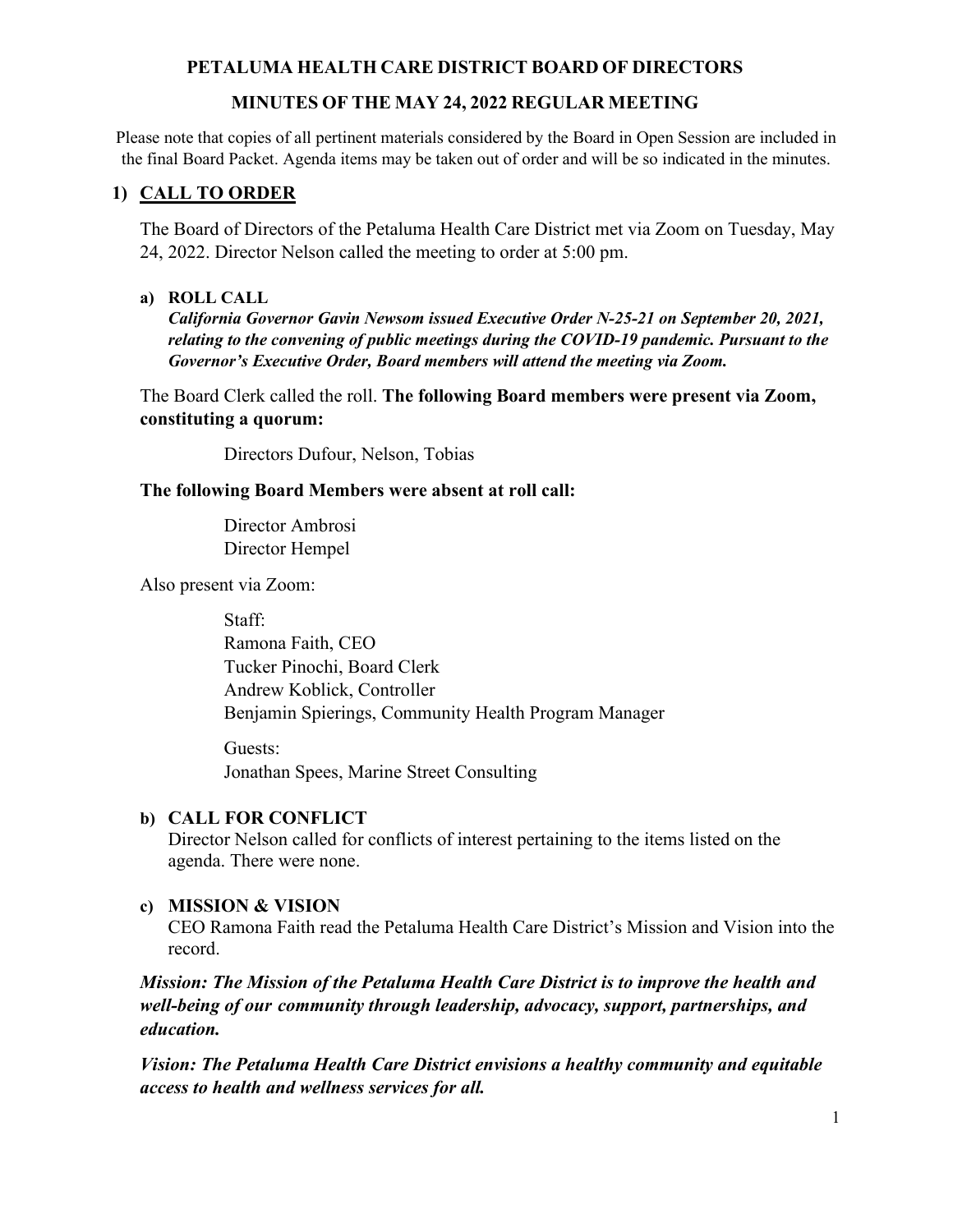# PETALUMA HEALTH CARE DISTRICT BOARD OF DIRECTORS

## MINUTES OF THE MAY 24, 2022 REGULAR MEETING

Please note that copies of all pertinent materials considered by the Board in Open Session are included in the final Board Packet. Agenda items may be taken out of order and will be so indicated in the minutes.

## 1) CALL TO ORDER

The Board of Directors of the Petaluma Health Care District met via Zoom on Tuesday, May 24, 2022. Director Nelson called the meeting to order at 5:00 pm.

### a) ROLL CALL

***California Governor Gavin Newsom issued Executive Order N-25-21 on September 20, 2021, relating to the convening of public meetings during the COVID-19 pandemic. Pursuant to the Governor's Executive Order, Board members will attend the meeting via Zoom.***

The Board Clerk called the roll. **The following Board members were present via Zoom, constituting a quorum:**

Directors Dufour, Nelson, Tobias

**The following Board Members were absent at roll call:**

Director Ambrosi
Director Hempel

Also present via Zoom:

Staff:
Ramona Faith, CEO
Tucker Pinochi, Board Clerk
Andrew Koblick, Controller
Benjamin Spierings, Community Health Program Manager

Guests:
Jonathan Spees, Marine Street Consulting

### b) CALL FOR CONFLICT

Director Nelson called for conflicts of interest pertaining to the items listed on the agenda. There were none.

### c) MISSION & VISION

CEO Ramona Faith read the Petaluma Health Care District's Mission and Vision into the record.

***Mission: The Mission of the Petaluma Health Care District is to improve the health and well-being of our community through leadership, advocacy, support, partnerships, and education.***

***Vision: The Petaluma Health Care District envisions a healthy community and equitable access to health and wellness services for all.***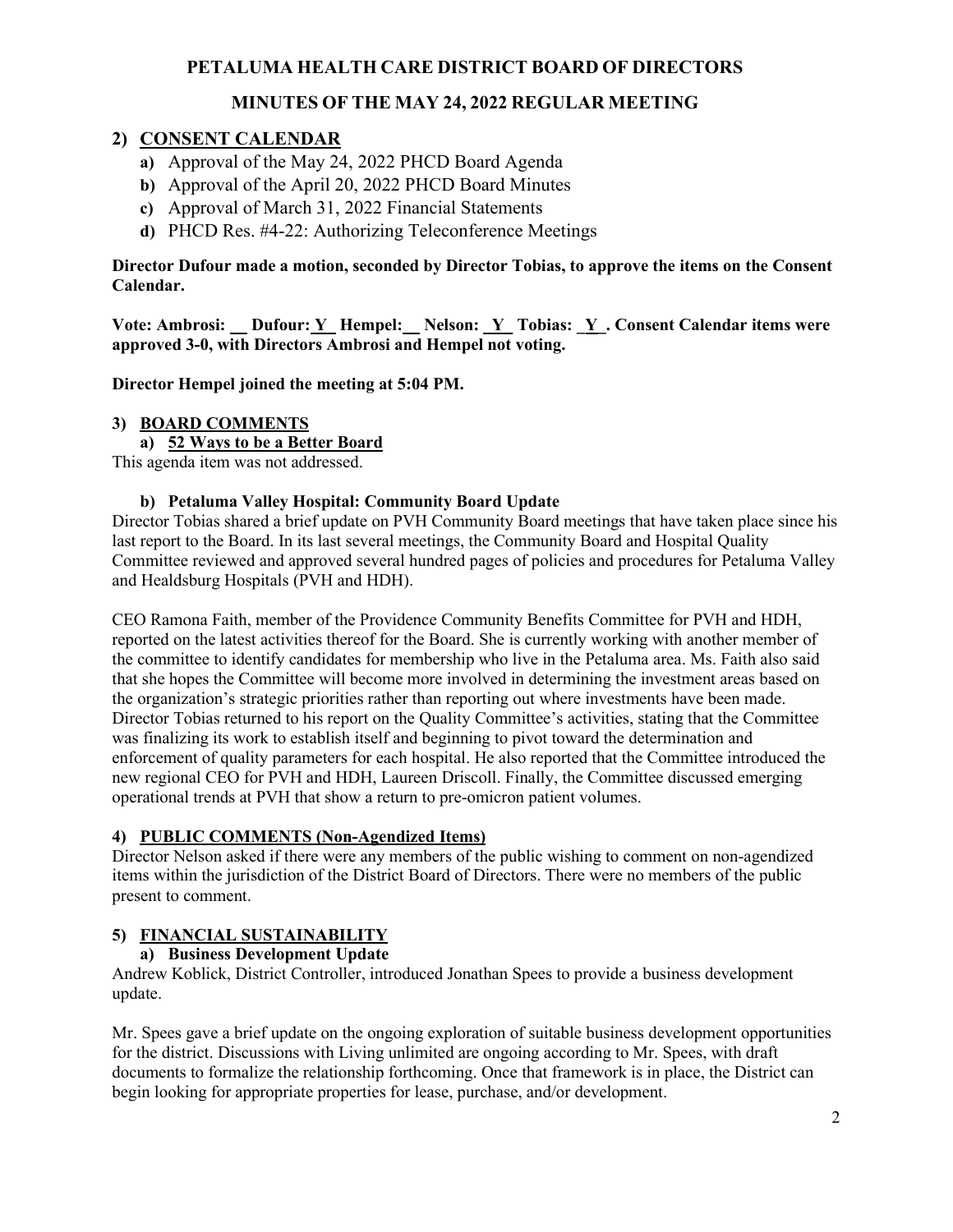# PETALUMA HEALTH CARE DISTRICT BOARD OF DIRECTORS

## MINUTES OF THE MAY 24, 2022 REGULAR MEETING

## 2) CONSENT CALENDAR

- **a)** Approval of the May 24, 2022 PHCD Board Agenda
- **b)** Approval of the April 20, 2022 PHCD Board Minutes
- **c)** Approval of March 31, 2022 Financial Statements
- **d)** PHCD Res. #4-22: Authorizing Teleconference Meetings

**Director Dufour made a motion, seconded by Director Tobias, to approve the items on the Consent Calendar.**

**Vote: Ambrosi: __ Dufour: Y Hempel: __ Nelson: Y Tobias: Y . Consent Calendar items were approved 3-0, with Directors Ambrosi and Hempel not voting.**

**Director Hempel joined the meeting at 5:04 PM.**

### 3) BOARD COMMENTS

**a) 52 Ways to be a Better Board**

This agenda item was not addressed.

**b) Petaluma Valley Hospital: Community Board Update**

Director Tobias shared a brief update on PVH Community Board meetings that have taken place since his last report to the Board. In its last several meetings, the Community Board and Hospital Quality Committee reviewed and approved several hundred pages of policies and procedures for Petaluma Valley and Healdsburg Hospitals (PVH and HDH).

CEO Ramona Faith, member of the Providence Community Benefits Committee for PVH and HDH, reported on the latest activities thereof for the Board. She is currently working with another member of the committee to identify candidates for membership who live in the Petaluma area. Ms. Faith also said that she hopes the Committee will become more involved in determining the investment areas based on the organization's strategic priorities rather than reporting out where investments have been made. Director Tobias returned to his report on the Quality Committee's activities, stating that the Committee was finalizing its work to establish itself and beginning to pivot toward the determination and enforcement of quality parameters for each hospital. He also reported that the Committee introduced the new regional CEO for PVH and HDH, Laureen Driscoll. Finally, the Committee discussed emerging operational trends at PVH that show a return to pre-omicron patient volumes.

### 4) PUBLIC COMMENTS (Non-Agendized Items)

Director Nelson asked if there were any members of the public wishing to comment on non-agendized items within the jurisdiction of the District Board of Directors. There were no members of the public present to comment.

### 5) FINANCIAL SUSTAINABILITY

**a) Business Development Update**

Andrew Koblick, District Controller, introduced Jonathan Spees to provide a business development update.

Mr. Spees gave a brief update on the ongoing exploration of suitable business development opportunities for the district. Discussions with Living unlimited are ongoing according to Mr. Spees, with draft documents to formalize the relationship forthcoming. Once that framework is in place, the District can begin looking for appropriate properties for lease, purchase, and/or development.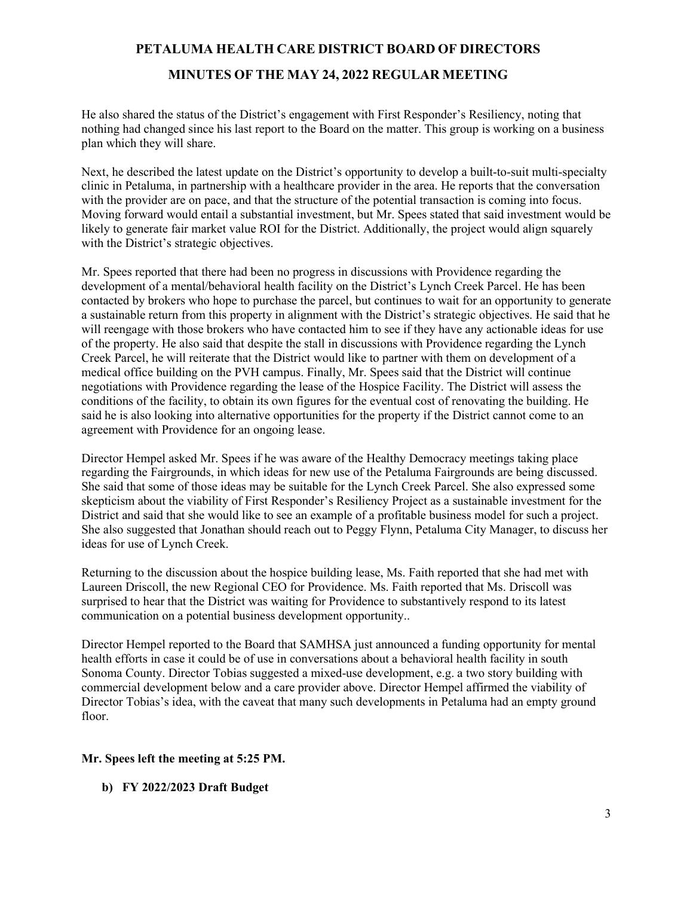He also shared the status of the District's engagement with First Responder's Resiliency, noting that nothing had changed since his last report to the Board on the matter. This group is working on a business plan which they will share.

Next, he described the latest update on the District's opportunity to develop a built-to-suit multi-specialty clinic in Petaluma, in partnership with a healthcare provider in the area. He reports that the conversation with the provider are on pace, and that the structure of the potential transaction is coming into focus. Moving forward would entail a substantial investment, but Mr. Spees stated that said investment would be likely to generate fair market value ROI for the District. Additionally, the project would align squarely with the District's strategic objectives.

Mr. Spees reported that there had been no progress in discussions with Providence regarding the development of a mental/behavioral health facility on the District's Lynch Creek Parcel. He has been contacted by brokers who hope to purchase the parcel, but continues to wait for an opportunity to generate a sustainable return from this property in alignment with the District's strategic objectives. He said that he will reengage with those brokers who have contacted him to see if they have any actionable ideas for use of the property. He also said that despite the stall in discussions with Providence regarding the Lynch Creek Parcel, he will reiterate that the District would like to partner with them on development of a medical office building on the PVH campus. Finally, Mr. Spees said that the District will continue negotiations with Providence regarding the lease of the Hospice Facility. The District will assess the conditions of the facility, to obtain its own figures for the eventual cost of renovating the building. He said he is also looking into alternative opportunities for the property if the District cannot come to an agreement with Providence for an ongoing lease.

Director Hempel asked Mr. Spees if he was aware of the Healthy Democracy meetings taking place regarding the Fairgrounds, in which ideas for new use of the Petaluma Fairgrounds are being discussed. She said that some of those ideas may be suitable for the Lynch Creek Parcel. She also expressed some skepticism about the viability of First Responder's Resiliency Project as a sustainable investment for the District and said that she would like to see an example of a profitable business model for such a project. She also suggested that Jonathan should reach out to Peggy Flynn, Petaluma City Manager, to discuss her ideas for use of Lynch Creek.

Returning to the discussion about the hospice building lease, Ms. Faith reported that she had met with Laureen Driscoll, the new Regional CEO for Providence. Ms. Faith reported that Ms. Driscoll was surprised to hear that the District was waiting for Providence to substantively respond to its latest communication on a potential business development opportunity..

Director Hempel reported to the Board that SAMHSA just announced a funding opportunity for mental health efforts in case it could be of use in conversations about a behavioral health facility in south Sonoma County. Director Tobias suggested a mixed-use development, e.g. a two story building with commercial development below and a care provider above. Director Hempel affirmed the viability of Director Tobias's idea, with the caveat that many such developments in Petaluma had an empty ground floor.

**Mr. Spees left the meeting at 5:25 PM.**

**b) FY 2022/2023 Draft Budget**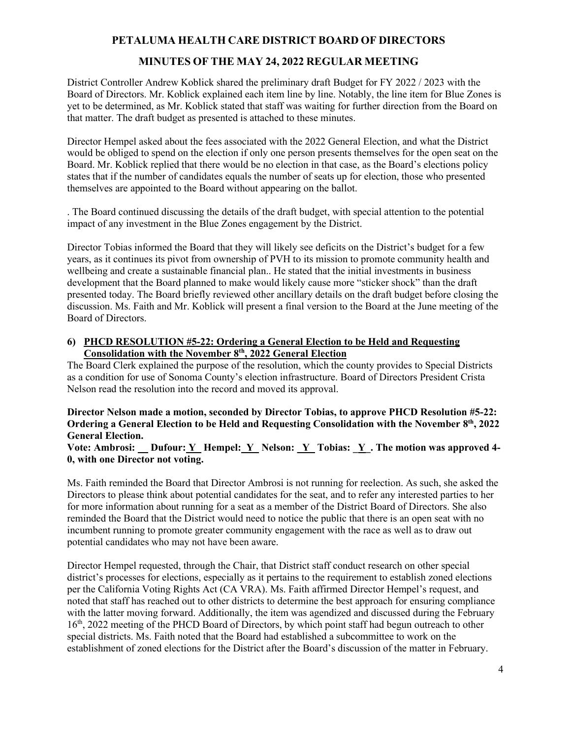# PETALUMA HEALTH CARE DISTRICT BOARD OF DIRECTORS

## MINUTES OF THE MAY 24, 2022 REGULAR MEETING

District Controller Andrew Koblick shared the preliminary draft Budget for FY 2022 / 2023 with the Board of Directors. Mr. Koblick explained each item line by line. Notably, the line item for Blue Zones is yet to be determined, as Mr. Koblick stated that staff was waiting for further direction from the Board on that matter. The draft budget as presented is attached to these minutes.

Director Hempel asked about the fees associated with the 2022 General Election, and what the District would be obliged to spend on the election if only one person presents themselves for the open seat on the Board. Mr. Koblick replied that there would be no election in that case, as the Board's elections policy states that if the number of candidates equals the number of seats up for election, those who presented themselves are appointed to the Board without appearing on the ballot.

. The Board continued discussing the details of the draft budget, with special attention to the potential impact of any investment in the Blue Zones engagement by the District.

Director Tobias informed the Board that they will likely see deficits on the District's budget for a few years, as it continues its pivot from ownership of PVH to its mission to promote community health and wellbeing and create a sustainable financial plan.. He stated that the initial investments in business development that the Board planned to make would likely cause more "sticker shock" than the draft presented today. The Board briefly reviewed other ancillary details on the draft budget before closing the discussion. Ms. Faith and Mr. Koblick will present a final version to the Board at the June meeting of the Board of Directors.

6) **PHCD RESOLUTION #5-22: Ordering a General Election to be Held and Requesting Consolidation with the November 8th, 2022 General Election**

The Board Clerk explained the purpose of the resolution, which the county provides to Special Districts as a condition for use of Sonoma County's election infrastructure. Board of Directors President Crista Nelson read the resolution into the record and moved its approval.

**Director Nelson made a motion, seconded by Director Tobias, to approve PHCD Resolution #5-22: Ordering a General Election to be Held and Requesting Consolidation with the November 8th, 2022 General Election.**

**Vote: Ambrosi: __ Dufour: Y Hempel: Y Nelson: Y Tobias: Y . The motion was approved 4-0, with one Director not voting.**

Ms. Faith reminded the Board that Director Ambrosi is not running for reelection. As such, she asked the Directors to please think about potential candidates for the seat, and to refer any interested parties to her for more information about running for a seat as a member of the District Board of Directors. She also reminded the Board that the District would need to notice the public that there is an open seat with no incumbent running to promote greater community engagement with the race as well as to draw out potential candidates who may not have been aware.

Director Hempel requested, through the Chair, that District staff conduct research on other special district's processes for elections, especially as it pertains to the requirement to establish zoned elections per the California Voting Rights Act (CA VRA). Ms. Faith affirmed Director Hempel's request, and noted that staff has reached out to other districts to determine the best approach for ensuring compliance with the latter moving forward. Additionally, the item was agendized and discussed during the February 16th, 2022 meeting of the PHCD Board of Directors, by which point staff had begun outreach to other special districts. Ms. Faith noted that the Board had established a subcommittee to work on the establishment of zoned elections for the District after the Board's discussion of the matter in February.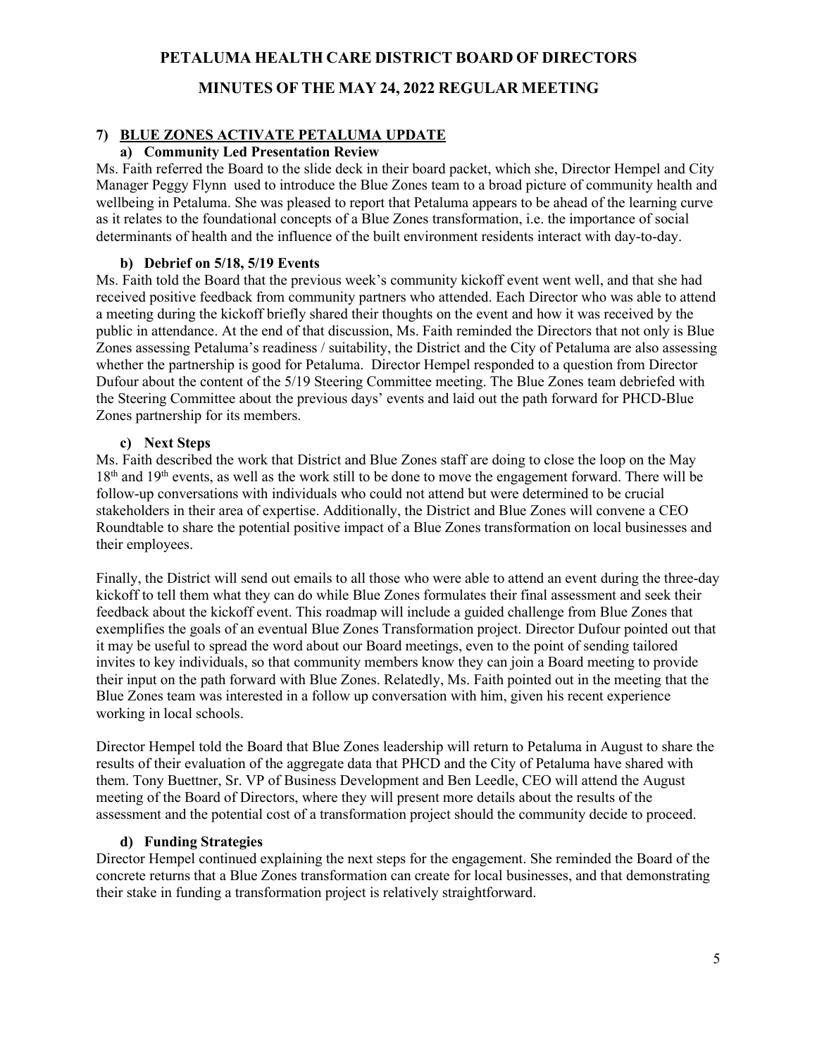# PETALUMA HEALTH CARE DISTRICT BOARD OF DIRECTORS

## MINUTES OF THE MAY 24, 2022 REGULAR MEETING

### 7) BLUE ZONES ACTIVATE PETALUMA UPDATE

#### a) Community Led Presentation Review

Ms. Faith referred the Board to the slide deck in their board packet, which she, Director Hempel and City Manager Peggy Flynn used to introduce the Blue Zones team to a broad picture of community health and wellbeing in Petaluma. She was pleased to report that Petaluma appears to be ahead of the learning curve as it relates to the foundational concepts of a Blue Zones transformation, i.e. the importance of social determinants of health and the influence of the built environment residents interact with day-to-day.

#### b) Debrief on 5/18, 5/19 Events

Ms. Faith told the Board that the previous week's community kickoff event went well, and that she had received positive feedback from community partners who attended. Each Director who was able to attend a meeting during the kickoff briefly shared their thoughts on the event and how it was received by the public in attendance. At the end of that discussion, Ms. Faith reminded the Directors that not only is Blue Zones assessing Petaluma's readiness / suitability, the District and the City of Petaluma are also assessing whether the partnership is good for Petaluma. Director Hempel responded to a question from Director Dufour about the content of the 5/19 Steering Committee meeting. The Blue Zones team debriefed with the Steering Committee about the previous days' events and laid out the path forward for PHCD-Blue Zones partnership for its members.

#### c) Next Steps

Ms. Faith described the work that District and Blue Zones staff are doing to close the loop on the May 18th and 19th events, as well as the work still to be done to move the engagement forward. There will be follow-up conversations with individuals who could not attend but were determined to be crucial stakeholders in their area of expertise. Additionally, the District and Blue Zones will convene a CEO Roundtable to share the potential positive impact of a Blue Zones transformation on local businesses and their employees.

Finally, the District will send out emails to all those who were able to attend an event during the three-day kickoff to tell them what they can do while Blue Zones formulates their final assessment and seek their feedback about the kickoff event. This roadmap will include a guided challenge from Blue Zones that exemplifies the goals of an eventual Blue Zones Transformation project. Director Dufour pointed out that it may be useful to spread the word about our Board meetings, even to the point of sending tailored invites to key individuals, so that community members know they can join a Board meeting to provide their input on the path forward with Blue Zones. Relatedly, Ms. Faith pointed out in the meeting that the Blue Zones team was interested in a follow up conversation with him, given his recent experience working in local schools.

Director Hempel told the Board that Blue Zones leadership will return to Petaluma in August to share the results of their evaluation of the aggregate data that PHCD and the City of Petaluma have shared with them. Tony Buettner, Sr. VP of Business Development and Ben Leedle, CEO will attend the August meeting of the Board of Directors, where they will present more details about the results of the assessment and the potential cost of a transformation project should the community decide to proceed.

#### d) Funding Strategies

Director Hempel continued explaining the next steps for the engagement. She reminded the Board of the concrete returns that a Blue Zones transformation can create for local businesses, and that demonstrating their stake in funding a transformation project is relatively straightforward.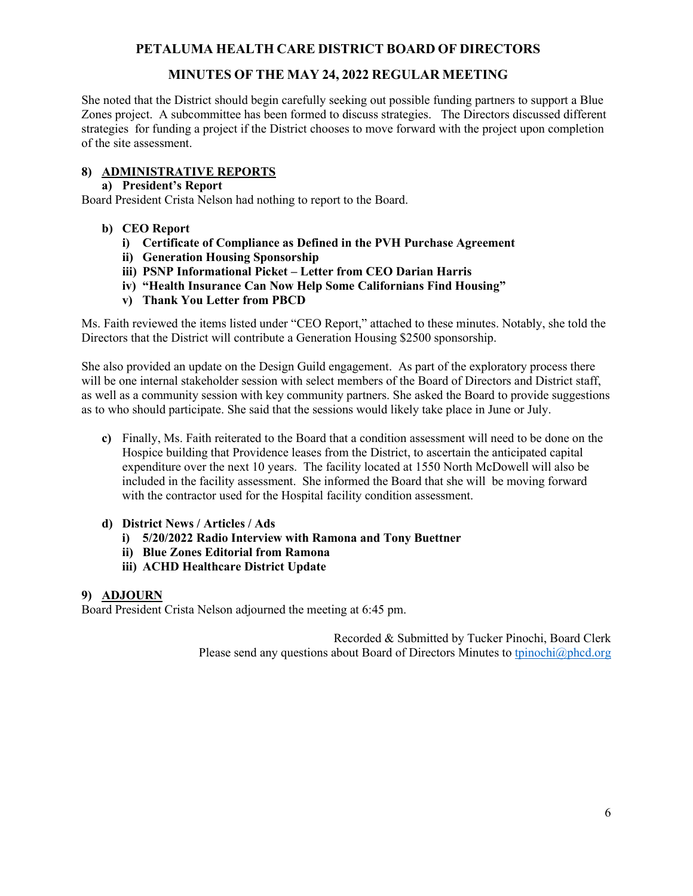# PETALUMA HEALTH CARE DISTRICT BOARD OF DIRECTORS

## MINUTES OF THE MAY 24, 2022 REGULAR MEETING

She noted that the District should begin carefully seeking out possible funding partners to support a Blue Zones project. A subcommittee has been formed to discuss strategies. The Directors discussed different strategies for funding a project if the District chooses to move forward with the project upon completion of the site assessment.

### 8) ADMINISTRATIVE REPORTS

**a) President's Report**

Board President Crista Nelson had nothing to report to the Board.

**b) CEO Report**

- **i) Certificate of Compliance as Defined in the PVH Purchase Agreement**
- **ii) Generation Housing Sponsorship**
- **iii) PSNP Informational Picket – Letter from CEO Darian Harris**
- **iv) "Health Insurance Can Now Help Some Californians Find Housing"**
- **v) Thank You Letter from PBCD**

Ms. Faith reviewed the items listed under "CEO Report," attached to these minutes. Notably, she told the Directors that the District will contribute a Generation Housing $2500 sponsorship.

She also provided an update on the Design Guild engagement. As part of the exploratory process there will be one internal stakeholder session with select members of the Board of Directors and District staff, as well as a community session with key community partners. She asked the Board to provide suggestions as to who should participate. She said that the sessions would likely take place in June or July.

**c)** Finally, Ms. Faith reiterated to the Board that a condition assessment will need to be done on the Hospice building that Providence leases from the District, to ascertain the anticipated capital expenditure over the next 10 years. The facility located at 1550 North McDowell will also be included in the facility assessment. She informed the Board that she will be moving forward with the contractor used for the Hospital facility condition assessment.

**d) District News / Articles / Ads**

- **i) 5/20/2022 Radio Interview with Ramona and Tony Buettner**
- **ii) Blue Zones Editorial from Ramona**
- **iii) ACHD Healthcare District Update**

### 9) ADJOURN

Board President Crista Nelson adjourned the meeting at 6:45 pm.

Recorded & Submitted by Tucker Pinochi, Board Clerk
Please send any questions about Board of Directors Minutes to tpinochi@phcd.org